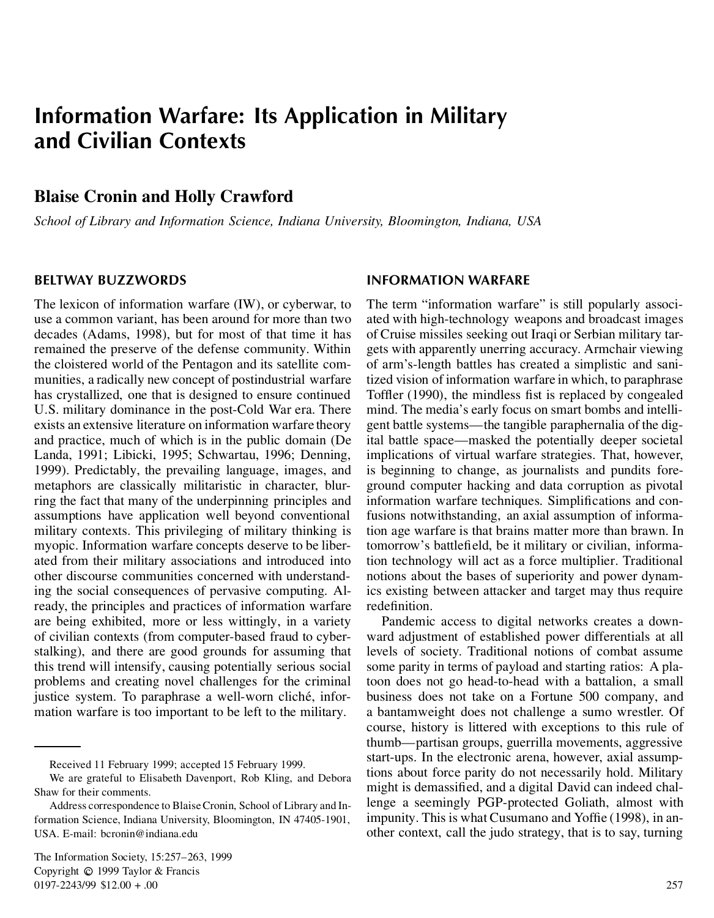# Information Warfare: Its Application in Military and Civilian Contexts

**Blaise Cronin and Holly Crawford**

*School of Library and Information Science, Indiana University, Bloomington, Indiana, USA*

## BELTWAY BUZZWORDS

The lexicon of information warfare (IW), or cyberwar, to use a common variant, has been around for more than two decades (Adams, 1998), but for most of that time it has remained the preserve of the defense community. Within the cloistered world of the Pentagon and its satellite communities, a radically new concept of postindustrial warfare has crystallized, one that is designed to ensure continued U.S. military dominance in the post-Cold War era. There exists an extensive literature on information warfare theory and practice, much of which is in the public domain (De Landa, 1991; Libicki, 1995; Schwartau, 1996; Denning, 1999). Predictably, the prevailing language, images, and metaphors are classically militaristic in character, blurring the fact that many of the underpinning principles and assumptions have application well beyond conventional military contexts. This privileging of military thinking is myopic. Information warfare concepts deserve to be liberated from their military associations and introduced into other discourse communities concerned with understanding the social consequences of pervasive computing. Already, the principles and practices of information warfare are being exhibited, more or less wittingly, in a variety of civilian contexts (from computer-based fraud to cyberstalking), and there are good grounds for assuming that this trend will intensify, causing potentially serious social problems and creating novel challenges for the criminal justice system. To paraphrase a well-worn cliché, information warfare is too important to be left to the military.

## INFORMATION WARFARE

The term "information warfare" is still popularly associated with high-technology weapons and broadcast images of Cruise missiles seeking out Iraqi or Serbian military targets with apparently unerring accuracy. Armchair viewing of arm's-length battles has created a simplistic and sanitized vision of information warfare in which, to paraphrase Toffler (1990), the mindless fist is replaced by congealed mind. The media's early focus on smart bombs and intelligent battle systems—the tangible paraphernalia of the digital battle space—masked the potentially deeper societal implications of virtual warfare strategies. That, however, is beginning to change, as journalists and pundits foreground computer hacking and data corruption as pivotal information warfare techniques. Simplifications and confusions notwithstanding, an axial assumption of information age warfare is that brains matter more than brawn. In tomorrow's battlefield, be it military or civilian, information technology will act as a force multiplier. Traditional notions about the bases of superiority and power dynamics existing between attacker and target may thus require redefinition.

Pandemic access to digital networks creates a downward adjustment of established power differentials at all levels of society. Traditional notions of combat assume some parity in terms of payload and starting ratios: A platoon does not go head-to-head with a battalion, a small business does not take on a Fortune 500 company, and a bantamweight does not challenge a sumo wrestler. Of course, history is littered with exceptions to this rule of thumb—partisan groups, guerrilla movements, aggressive start-ups. In the electronic arena, however, axial assumptions about force parity do not necessarily hold. Military might is demassified, and a digital David can indeed challenge a seemingly PGP-protected Goliath, almost with impunity. This is what Cusumano and Yoffie (1998), in another context, call the judo strategy, that is to say, turning

---

Received 11 February 1999; accepted 15 February 1999.

We are grateful to Elisabeth Davenport, Rob Kling, and Debora Shaw for their comments.

Address correspondence to Blaise Cronin, School of Library and Information Science, Indiana University, Bloomington, IN 47405-1901, USA. E-mail: bcronin@indiana.edu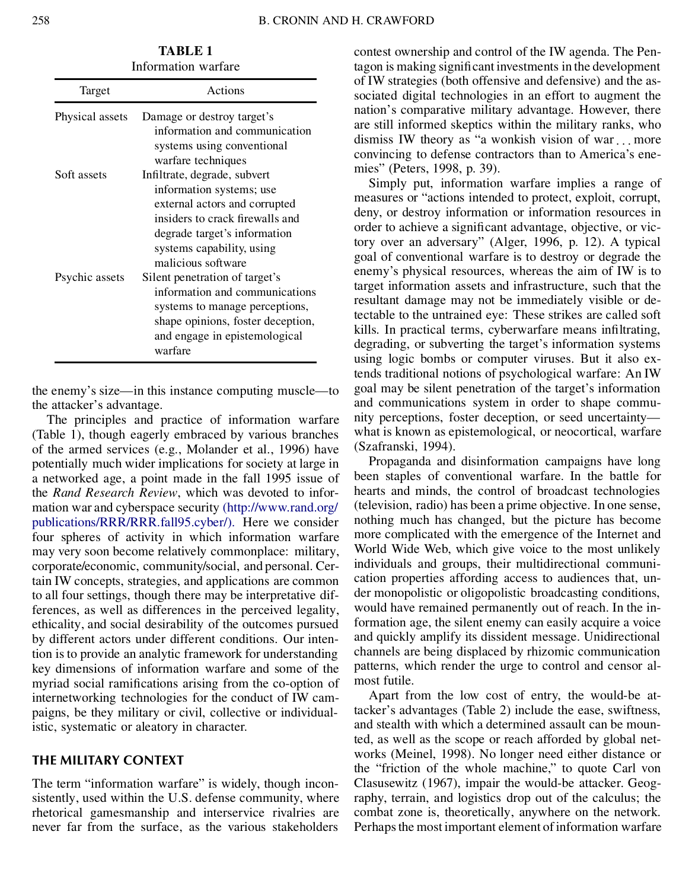**TABLE 1**
Information warfare

| Target | Actions |
|---|---|
| Physical assets | Damage or destroy target's information and communication systems using conventional warfare techniques |
| Soft assets | Infiltrate, degrade, subvert information systems; use external actors and corrupted insiders to crack firewalls and degrade target's information systems capability, using malicious software |
| Psychic assets | Silent penetration of target's information and communications systems to manage perceptions, shape opinions, foster deception, and engage in epistemological warfare |

the enemy's size—in this instance computing muscle—to the attacker's advantage.

The principles and practice of information warfare (Table 1), though eagerly embraced by various branches of the armed services (e.g., Molander et al., 1996) have potentially much wider implications for society at large in a networked age, a point made in the fall 1995 issue of the *Rand Research Review*, which was devoted to information war and cyberspace security (http://www.rand.org/publications/RRR/RRR.fall95.cyber/). Here we consider four spheres of activity in which information warfare may very soon become relatively commonplace: military, corporate/economic, community/social, and personal. Certain IW concepts, strategies, and applications are common to all four settings, though there may be interpretative differences, as well as differences in the perceived legality, ethicality, and social desirability of the outcomes pursued by different actors under different conditions. Our intention is to provide an analytic framework for understanding key dimensions of information warfare and some of the myriad social ramifications arising from the co-option of internetworking technologies for the conduct of IW campaigns, be they military or civil, collective or individualistic, systematic or aleatory in character.

## THE MILITARY CONTEXT

The term "information warfare" is widely, though inconsistently, used within the U.S. defense community, where rhetorical gamesmanship and interservice rivalries are never far from the surface, as the various stakeholders contest ownership and control of the IW agenda. The Pentagon is making significant investments in the development of IW strategies (both offensive and defensive) and the associated digital technologies in an effort to augment the nation's comparative military advantage. However, there are still informed skeptics within the military ranks, who dismiss IW theory as "a wonkish vision of war . . . more convincing to defense contractors than to America's enemies" (Peters, 1998, p. 39).

Simply put, information warfare implies a range of measures or "actions intended to protect, exploit, corrupt, deny, or destroy information or information resources in order to achieve a significant advantage, objective, or victory over an adversary" (Alger, 1996, p. 12). A typical goal of conventional warfare is to destroy or degrade the enemy's physical resources, whereas the aim of IW is to target information assets and infrastructure, such that the resultant damage may not be immediately visible or detectable to the untrained eye: These strikes are called soft kills. In practical terms, cyberwarfare means infiltrating, degrading, or subverting the target's information systems using logic bombs or computer viruses. But it also extends traditional notions of psychological warfare: An IW goal may be silent penetration of the target's information and communications system in order to shape community perceptions, foster deception, or seed uncertainty—what is known as epistemological, or neocortical, warfare (Szafranski, 1994).

Propaganda and disinformation campaigns have long been staples of conventional warfare. In the battle for hearts and minds, the control of broadcast technologies (television, radio) has been a prime objective. In one sense, nothing much has changed, but the picture has become more complicated with the emergence of the Internet and World Wide Web, which give voice to the most unlikely individuals and groups, their multidirectional communication properties affording access to audiences that, under monopolistic or oligopolistic broadcasting conditions, would have remained permanently out of reach. In the information age, the silent enemy can easily acquire a voice and quickly amplify its dissident message. Unidirectional channels are being displaced by rhizomic communication patterns, which render the urge to control and censor almost futile.

Apart from the low cost of entry, the would-be attacker's advantages (Table 2) include the ease, swiftness, and stealth with which a determined assault can be mounted, as well as the scope or reach afforded by global networks (Meinel, 1998). No longer need either distance or the "friction of the whole machine," to quote Carl von Clausewitz (1967), impair the would-be attacker. Geography, terrain, and logistics drop out of the calculus; the combat zone is, theoretically, anywhere on the network. Perhaps the most important element of information warfare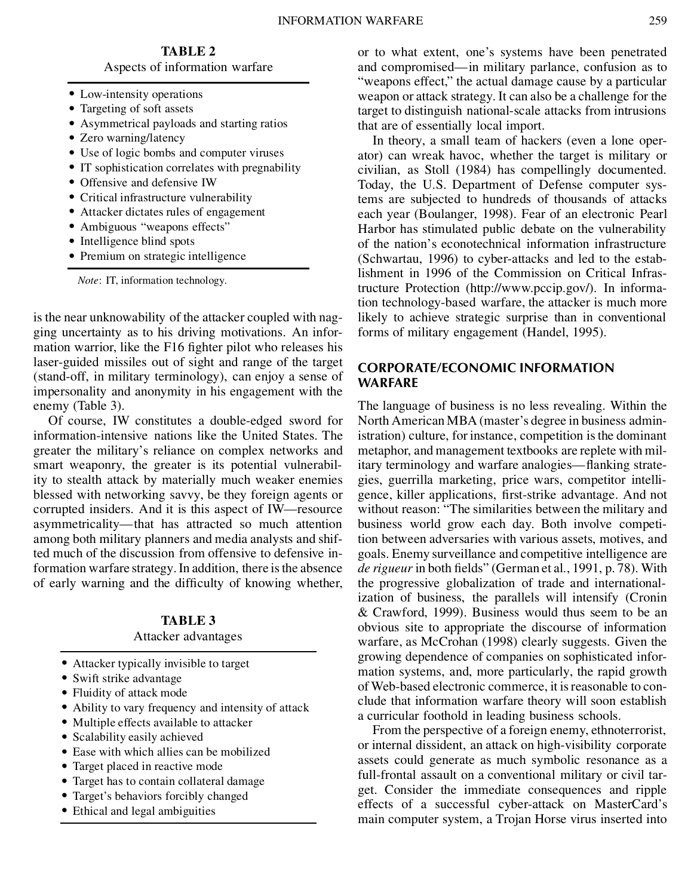**TABLE 2**
Aspects of information warfare

- Low-intensity operations
- Targeting of soft assets
- Asymmetrical payloads and starting ratios
- Zero warning/latency
- Use of logic bombs and computer viruses
- IT sophistication correlates with pregnability
- Offensive and defensive IW
- Critical infrastructure vulnerability
- Attacker dictates rules of engagement
- Ambiguous "weapons effects"
- Intelligence blind spots
- Premium on strategic intelligence

*Note*: IT, information technology.

is the near unknowability of the attacker coupled with nagging uncertainty as to his driving motivations. An information warrior, like the F16 fighter pilot who releases his laser-guided missiles out of sight and range of the target (stand-off, in military terminology), can enjoy a sense of impersonality and anonymity in his engagement with the enemy (Table 3).

Of course, IW constitutes a double-edged sword for information-intensive nations like the United States. The greater the military's reliance on complex networks and smart weaponry, the greater is its potential vulnerability to stealth attack by materially much weaker enemies blessed with networking savvy, be they foreign agents or corrupted insiders. And it is this aspect of IW—resource asymmetricality—that has attracted so much attention among both military planners and media analysts and shifted much of the discussion from offensive to defensive information warfare strategy. In addition, there is the absence of early warning and the difficulty of knowing whether, or to what extent, one's systems have been penetrated and compromised—in military parlance, confusion as to "weapons effect," the actual damage cause by a particular weapon or attack strategy. It can also be a challenge for the target to distinguish national-scale attacks from intrusions that are of essentially local import.

**TABLE 3**
Attacker advantages

- Attacker typically invisible to target
- Swift strike advantage
- Fluidity of attack mode
- Ability to vary frequency and intensity of attack
- Multiple effects available to attacker
- Scalability easily achieved
- Ease with which allies can be mobilized
- Target placed in reactive mode
- Target has to contain collateral damage
- Target's behaviors forcibly changed
- Ethical and legal ambiguities

In theory, a small team of hackers (even a lone operator) can wreak havoc, whether the target is military or civilian, as Stoll (1984) has compellingly documented. Today, the U.S. Department of Defense computer systems are subjected to hundreds of thousands of attacks each year (Boulanger, 1998). Fear of an electronic Pearl Harbor has stimulated public debate on the vulnerability of the nation's econotechnical information infrastructure (Schwartau, 1996) to cyber-attacks and led to the establishment in 1996 of the Commission on Critical Infrastructure Protection (http://www.pccip.gov/). In information technology-based warfare, the attacker is much more likely to achieve strategic surprise than in conventional forms of military engagement (Handel, 1995).

## CORPORATE/ECONOMIC INFORMATION WARFARE

The language of business is no less revealing. Within the North American MBA (master's degree in business administration) culture, for instance, competition is the dominant metaphor, and management textbooks are replete with military terminology and warfare analogies—flanking strategies, guerrilla marketing, price wars, competitor intelligence, killer applications, first-strike advantage. And not without reason: "The similarities between the military and business world grow each day. Both involve competition between adversaries with various assets, motives, and goals. Enemy surveillance and competitive intelligence are *de rigueur* in both fields" (German et al., 1991, p. 78). With the progressive globalization of trade and internationalization of business, the parallels will intensify (Cronin & Crawford, 1999). Business would thus seem to be an obvious site to appropriate the discourse of information warfare, as McCrohan (1998) clearly suggests. Given the growing dependence of companies on sophisticated information systems, and, more particularly, the rapid growth of Web-based electronic commerce, it is reasonable to conclude that information warfare theory will soon establish a curricular foothold in leading business schools.

From the perspective of a foreign enemy, ethnoterrorist, or internal dissident, an attack on high-visibility corporate assets could generate as much symbolic resonance as a full-frontal assault on a conventional military or civil target. Consider the immediate consequences and ripple effects of a successful cyber-attack on MasterCard's main computer system, a Trojan Horse virus inserted into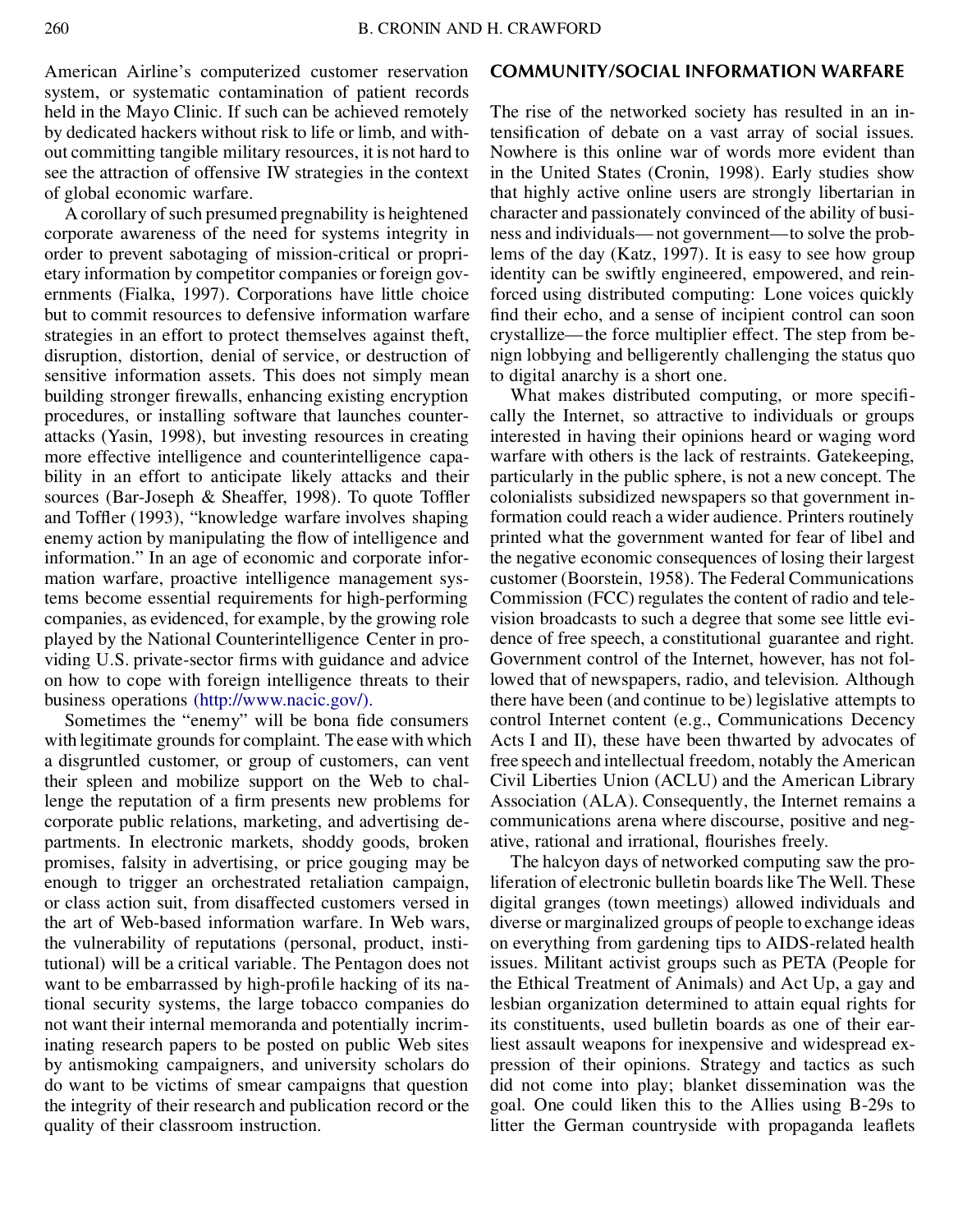American Airline's computerized customer reservation system, or systematic contamination of patient records held in the Mayo Clinic. If such can be achieved remotely by dedicated hackers without risk to life or limb, and without committing tangible military resources, it is not hard to see the attraction of offensive IW strategies in the context of global economic warfare.

A corollary of such presumed pregnability is heightened corporate awareness of the need for systems integrity in order to prevent sabotaging of mission-critical or proprietary information by competitor companies or foreign governments (Fialka, 1997). Corporations have little choice but to commit resources to defensive information warfare strategies in an effort to protect themselves against theft, disruption, distortion, denial of service, or destruction of sensitive information assets. This does not simply mean building stronger firewalls, enhancing existing encryption procedures, or installing software that launches counterattacks (Yasin, 1998), but investing resources in creating more effective intelligence and counterintelligence capability in an effort to anticipate likely attacks and their sources (Bar-Joseph & Sheaffer, 1998). To quote Toffler and Toffler (1993), "knowledge warfare involves shaping enemy action by manipulating the flow of intelligence and information." In an age of economic and corporate information warfare, proactive intelligence management systems become essential requirements for high-performing companies, as evidenced, for example, by the growing role played by the National Counterintelligence Center in providing U.S. private-sector firms with guidance and advice on how to cope with foreign intelligence threats to their business operations (http://www.nacic.gov/).

Sometimes the "enemy" will be bona fide consumers with legitimate grounds for complaint. The ease with which a disgruntled customer, or group of customers, can vent their spleen and mobilize support on the Web to challenge the reputation of a firm presents new problems for corporate public relations, marketing, and advertising departments. In electronic markets, shoddy goods, broken promises, falsity in advertising, or price gouging may be enough to trigger an orchestrated retaliation campaign, or class action suit, from disaffected customers versed in the art of Web-based information warfare. In Web wars, the vulnerability of reputations (personal, product, institutional) will be a critical variable. The Pentagon does not want to be embarrassed by high-profile hacking of its national security systems, the large tobacco companies do not want their internal memoranda and potentially incriminating research papers to be posted on public Web sites by antismoking campaigners, and university scholars do do want to be victims of smear campaigns that question the integrity of their research and publication record or the quality of their classroom instruction.

## COMMUNITY/SOCIAL INFORMATION WARFARE

The rise of the networked society has resulted in an intensification of debate on a vast array of social issues. Nowhere is this online war of words more evident than in the United States (Cronin, 1998). Early studies show that highly active online users are strongly libertarian in character and passionately convinced of the ability of business and individuals—not government—to solve the problems of the day (Katz, 1997). It is easy to see how group identity can be swiftly engineered, empowered, and reinforced using distributed computing: Lone voices quickly find their echo, and a sense of incipient control can soon crystallize—the force multiplier effect. The step from benign lobbying and belligerently challenging the status quo to digital anarchy is a short one.

What makes distributed computing, or more specifically the Internet, so attractive to individuals or groups interested in having their opinions heard or waging word warfare with others is the lack of restraints. Gatekeeping, particularly in the public sphere, is not a new concept. The colonialists subsidized newspapers so that government information could reach a wider audience. Printers routinely printed what the government wanted for fear of libel and the negative economic consequences of losing their largest customer (Boorstein, 1958). The Federal Communications Commission (FCC) regulates the content of radio and television broadcasts to such a degree that some see little evidence of free speech, a constitutional guarantee and right. Government control of the Internet, however, has not followed that of newspapers, radio, and television. Although there have been (and continue to be) legislative attempts to control Internet content (e.g., Communications Decency Acts I and II), these have been thwarted by advocates of free speech and intellectual freedom, notably the American Civil Liberties Union (ACLU) and the American Library Association (ALA). Consequently, the Internet remains a communications arena where discourse, positive and negative, rational and irrational, flourishes freely.

The halcyon days of networked computing saw the proliferation of electronic bulletin boards like The Well. These digital granges (town meetings) allowed individuals and diverse or marginalized groups of people to exchange ideas on everything from gardening tips to AIDS-related health issues. Militant activist groups such as PETA (People for the Ethical Treatment of Animals) and Act Up, a gay and lesbian organization determined to attain equal rights for its constituents, used bulletin boards as one of their earliest assault weapons for inexpensive and widespread expression of their opinions. Strategy and tactics as such did not come into play; blanket dissemination was the goal. One could liken this to the Allies using B-29s to litter the German countryside with propaganda leaflets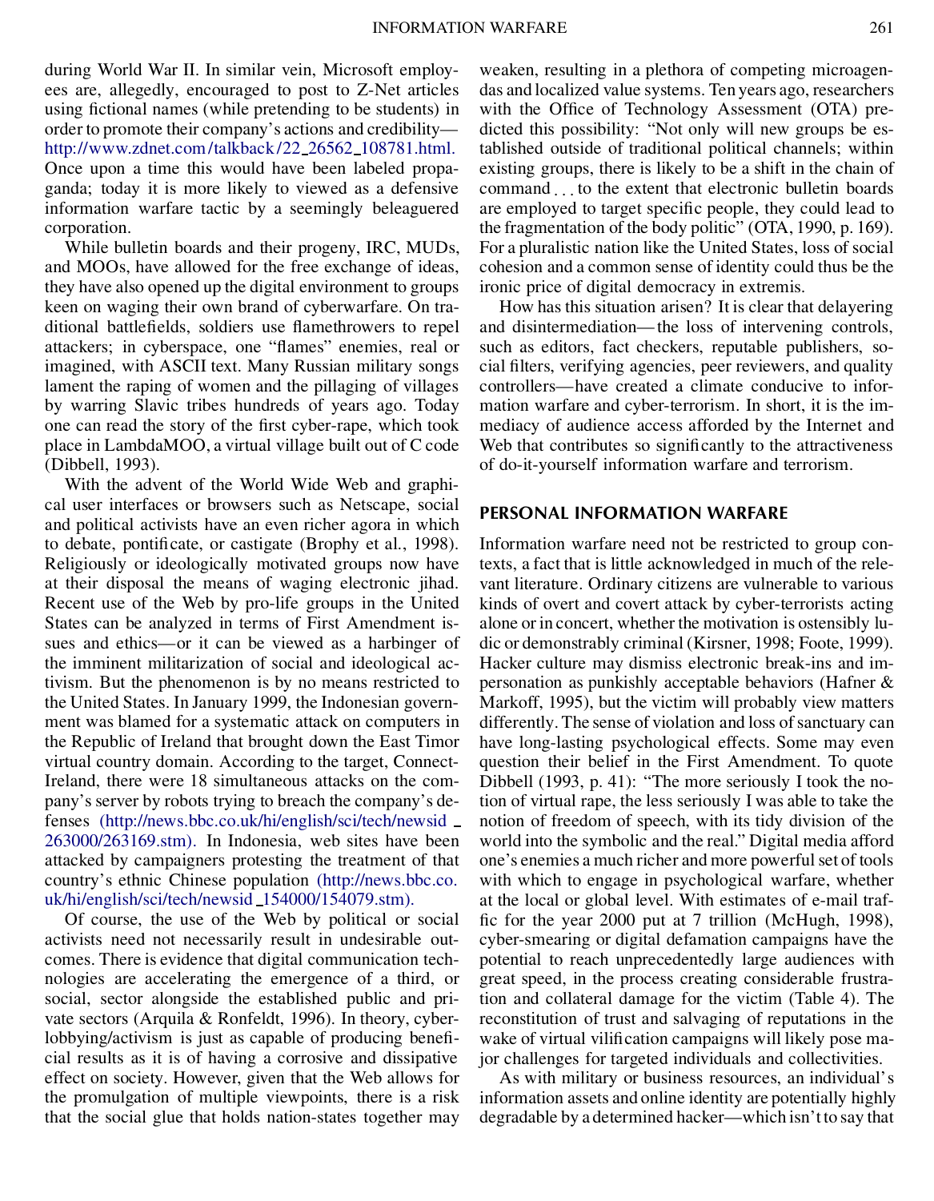during World War II. In similar vein, Microsoft employees are, allegedly, encouraged to post to Z-Net articles using fictional names (while pretending to be students) in order to promote their company's actions and credibility—http://www.zdnet.com/talkback/22_26562_108781.html. Once upon a time this would have been labeled propaganda; today it is more likely to viewed as a defensive information warfare tactic by a seemingly beleaguered corporation.

While bulletin boards and their progeny, IRC, MUDs, and MOOs, have allowed for the free exchange of ideas, they have also opened up the digital environment to groups keen on waging their own brand of cyberwarfare. On traditional battlefields, soldiers use flamethrowers to repel attackers; in cyberspace, one "flames" enemies, real or imagined, with ASCII text. Many Russian military songs lament the raping of women and the pillaging of villages by warring Slavic tribes hundreds of years ago. Today one can read the story of the first cyber-rape, which took place in LambdaMOO, a virtual village built out of C code (Dibbell, 1993).

With the advent of the World Wide Web and graphical user interfaces or browsers such as Netscape, social and political activists have an even richer agora in which to debate, pontificate, or castigate (Brophy et al., 1998). Religiously or ideologically motivated groups now have at their disposal the means of waging electronic jihad. Recent use of the Web by pro-life groups in the United States can be analyzed in terms of First Amendment issues and ethics—or it can be viewed as a harbinger of the imminent militarization of social and ideological activism. But the phenomenon is by no means restricted to the United States. In January 1999, the Indonesian government was blamed for a systematic attack on computers in the Republic of Ireland that brought down the East Timor virtual country domain. According to the target, Connect-Ireland, there were 18 simultaneous attacks on the company's server by robots trying to breach the company's defenses (http://news.bbc.co.uk/hi/english/sci/tech/newsid_263000/263169.stm). In Indonesia, web sites have been attacked by campaigners protesting the treatment of that country's ethnic Chinese population (http://news.bbc.co.uk/hi/english/sci/tech/newsid_154000/154079.stm).

Of course, the use of the Web by political or social activists need not necessarily result in undesirable outcomes. There is evidence that digital communication technologies are accelerating the emergence of a third, or social, sector alongside the established public and private sectors (Arquila & Ronfeldt, 1996). In theory, cyberlobbying/activism is just as capable of producing beneficial results as it is of having a corrosive and dissipative effect on society. However, given that the Web allows for the promulgation of multiple viewpoints, there is a risk that the social glue that holds nation-states together may weaken, resulting in a plethora of competing microagendas and localized value systems. Ten years ago, researchers with the Office of Technology Assessment (OTA) predicted this possibility: "Not only will new groups be established outside of traditional political channels; within existing groups, there is likely to be a shift in the chain of command . . . to the extent that electronic bulletin boards are employed to target specific people, they could lead to the fragmentation of the body politic" (OTA, 1990, p. 169). For a pluralistic nation like the United States, loss of social cohesion and a common sense of identity could thus be the ironic price of digital democracy in extremis.

How has this situation arisen? It is clear that delayering and disintermediation—the loss of intervening controls, such as editors, fact checkers, reputable publishers, social filters, verifying agencies, peer reviewers, and quality controllers—have created a climate conducive to information warfare and cyber-terrorism. In short, it is the immediacy of audience access afforded by the Internet and Web that contributes so significantly to the attractiveness of do-it-yourself information warfare and terrorism.

## PERSONAL INFORMATION WARFARE

Information warfare need not be restricted to group contexts, a fact that is little acknowledged in much of the relevant literature. Ordinary citizens are vulnerable to various kinds of overt and covert attack by cyber-terrorists acting alone or in concert, whether the motivation is ostensibly ludic or demonstrably criminal (Kirsner, 1998; Foote, 1999). Hacker culture may dismiss electronic break-ins and impersonation as punkishly acceptable behaviors (Hafner & Markoff, 1995), but the victim will probably view matters differently. The sense of violation and loss of sanctuary can have long-lasting psychological effects. Some may even question their belief in the First Amendment. To quote Dibbell (1993, p. 41): "The more seriously I took the notion of virtual rape, the less seriously I was able to take the notion of freedom of speech, with its tidy division of the world into the symbolic and the real." Digital media afford one's enemies a much richer and more powerful set of tools with which to engage in psychological warfare, whether at the local or global level. With estimates of e-mail traffic for the year 2000 put at 7 trillion (McHugh, 1998), cyber-smearing or digital defamation campaigns have the potential to reach unprecedentedly large audiences with great speed, in the process creating considerable frustration and collateral damage for the victim (Table 4). The reconstitution of trust and salvaging of reputations in the wake of virtual vilification campaigns will likely pose major challenges for targeted individuals and collectivities.

As with military or business resources, an individual's information assets and online identity are potentially highly degradable by a determined hacker—which isn't to say that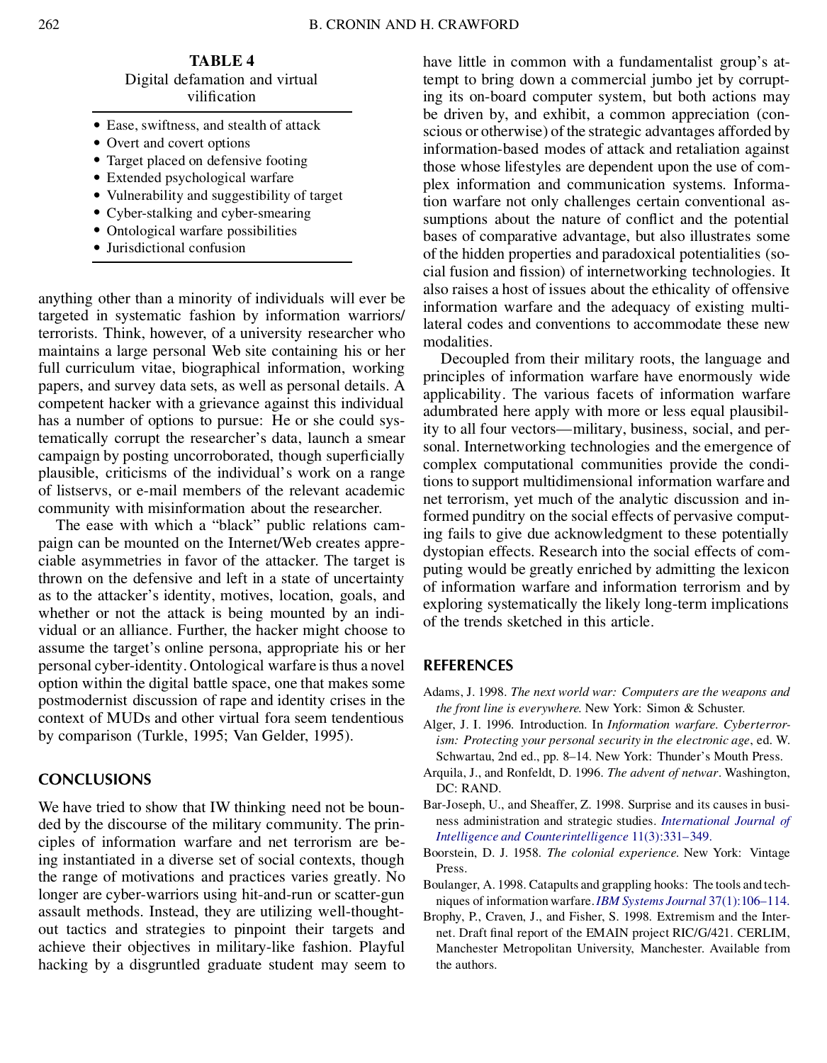**TABLE 4**
Digital defamation and virtual vilification

- Ease, swiftness, and stealth of attack
- Overt and covert options
- Target placed on defensive footing
- Extended psychological warfare
- Vulnerability and suggestibility of target
- Cyber-stalking and cyber-smearing
- Ontological warfare possibilities
- Jurisdictional confusion

anything other than a minority of individuals will ever be targeted in systematic fashion by information warriors/terrorists. Think, however, of a university researcher who maintains a large personal Web site containing his or her full curriculum vitae, biographical information, working papers, and survey data sets, as well as personal details. A competent hacker with a grievance against this individual has a number of options to pursue: He or she could systematically corrupt the researcher's data, launch a smear campaign by posting uncorroborated, though superficially plausible, criticisms of the individual's work on a range of listservs, or e-mail members of the relevant academic community with misinformation about the researcher.

The ease with which a "black" public relations campaign can be mounted on the Internet/Web creates appreciable asymmetries in favor of the attacker. The target is thrown on the defensive and left in a state of uncertainty as to the attacker's identity, motives, location, goals, and whether or not the attack is being mounted by an individual or an alliance. Further, the hacker might choose to assume the target's online persona, appropriate his or her personal cyber-identity. Ontological warfare is thus a novel option within the digital battle space, one that makes some postmodernist discussion of rape and identity crises in the context of MUDs and other virtual fora seem tendentious by comparison (Turkle, 1995; Van Gelder, 1995).

## CONCLUSIONS

We have tried to show that IW thinking need not be bounded by the discourse of the military community. The principles of information warfare and net terrorism are being instantiated in a diverse set of social contexts, though the range of motivations and practices varies greatly. No longer are cyber-warriors using hit-and-run or scatter-gun assault methods. Instead, they are utilizing well-thought-out tactics and strategies to pinpoint their targets and achieve their objectives in military-like fashion. Playful hacking by a disgruntled graduate student may seem to have little in common with a fundamentalist group's attempt to bring down a commercial jumbo jet by corrupting its on-board computer system, but both actions may be driven by, and exhibit, a common appreciation (conscious or otherwise) of the strategic advantages afforded by information-based modes of attack and retaliation against those whose lifestyles are dependent upon the use of complex information and communication systems. Information warfare not only challenges certain conventional assumptions about the nature of conflict and the potential bases of comparative advantage, but also illustrates some of the hidden properties and paradoxical potentialities (social fusion and fission) of internetworking technologies. It also raises a host of issues about the ethicality of offensive information warfare and the adequacy of existing multilateral codes and conventions to accommodate these new modalities.

Decoupled from their military roots, the language and principles of information warfare have enormously wide applicability. The various facets of information warfare adumbrated here apply with more or less equal plausibility to all four vectors—military, business, social, and personal. Internetworking technologies and the emergence of complex computational communities provide the conditions to support multidimensional information warfare and net terrorism, yet much of the analytic discussion and informed punditry on the social effects of pervasive computing fails to give due acknowledgment to these potentially dystopian effects. Research into the social effects of computing would be greatly enriched by admitting the lexicon of information warfare and information terrorism and by exploring systematically the likely long-term implications of the trends sketched in this article.

## REFERENCES

Adams, J. 1998. *The next world war: Computers are the weapons and the front line is everywhere*. New York: Simon & Schuster.

Alger, J. I. 1996. Introduction. In *Information warfare. Cyberterrorism: Protecting your personal security in the electronic age*, ed. W. Schwartau, 2nd ed., pp. 8–14. New York: Thunder's Mouth Press.

Arquila, J., and Ronfeldt, D. 1996. *The advent of netwar*. Washington, DC: RAND.

Bar-Joseph, U., and Sheaffer, Z. 1998. Surprise and its causes in business administration and strategic studies. *International Journal of Intelligence and Counterintelligence* 11(3):331–349.

Boorstein, D. J. 1958. *The colonial experience*. New York: Vintage Press.

Boulanger, A. 1998. Catapults and grappling hooks: The tools and techniques of information warfare. *IBM Systems Journal* 37(1):106–114.

Brophy, P., Craven, J., and Fisher, S. 1998. Extremism and the Internet. Draft final report of the EMAIN project RIC/G/421. CERLIM, Manchester Metropolitan University, Manchester. Available from the authors.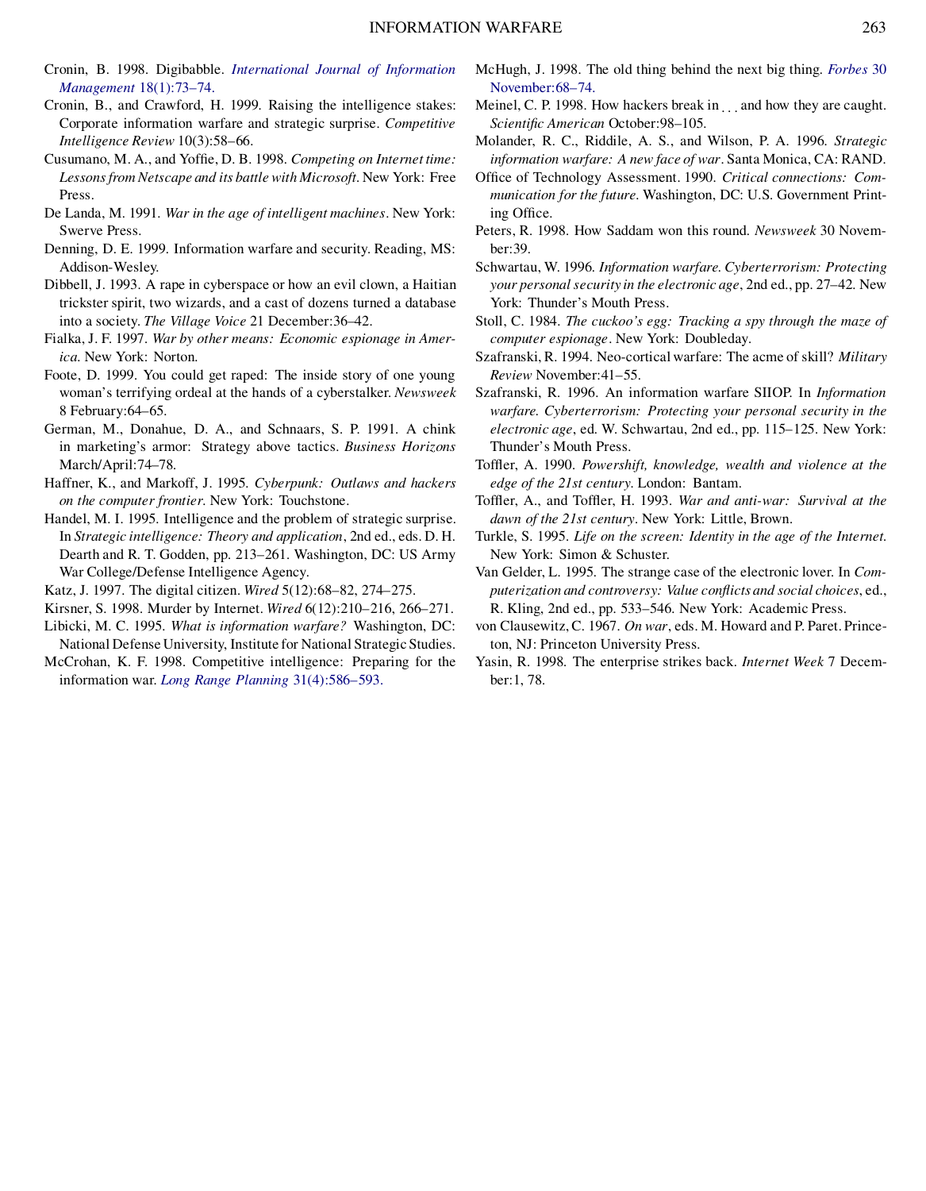Cronin, B. 1998. Digibabble. *International Journal of Information Management* 18(1):73–74.

Cronin, B., and Crawford, H. 1999. Raising the intelligence stakes: Corporate information warfare and strategic surprise. *Competitive Intelligence Review* 10(3):58–66.

Cusumano, M. A., and Yoffie, D. B. 1998. *Competing on Internet time: Lessons from Netscape and its battle with Microsoft*. New York: Free Press.

De Landa, M. 1991. *War in the age of intelligent machines*. New York: Swerve Press.

Denning, D. E. 1999. Information warfare and security. Reading, MS: Addison-Wesley.

Dibbell, J. 1993. A rape in cyberspace or how an evil clown, a Haitian trickster spirit, two wizards, and a cast of dozens turned a database into a society. *The Village Voice* 21 December:36–42.

Fialka, J. F. 1997. *War by other means: Economic espionage in America*. New York: Norton.

Foote, D. 1999. You could get raped: The inside story of one young woman's terrifying ordeal at the hands of a cyberstalker. *Newsweek* 8 February:64–65.

German, M., Donahue, D. A., and Schnaars, S. P. 1991. A chink in marketing's armor: Strategy above tactics. *Business Horizons* March/April:74–78.

Haffner, K., and Markoff, J. 1995. *Cyberpunk: Outlaws and hackers on the computer frontier*. New York: Touchstone.

Handel, M. I. 1995. Intelligence and the problem of strategic surprise. In *Strategic intelligence: Theory and application*, 2nd ed., eds. D. H. Dearth and R. T. Godden, pp. 213–261. Washington, DC: US Army War College/Defense Intelligence Agency.

Katz, J. 1997. The digital citizen. *Wired* 5(12):68–82, 274–275.

Kirsner, S. 1998. Murder by Internet. *Wired* 6(12):210–216, 266–271.

Libicki, M. C. 1995. *What is information warfare?* Washington, DC: National Defense University, Institute for National Strategic Studies.

McCrohan, K. F. 1998. Competitive intelligence: Preparing for the information war. *Long Range Planning* 31(4):586–593.

McHugh, J. 1998. The old thing behind the next big thing. *Forbes* 30 November:68–74.

Meinel, C. P. 1998. How hackers break in . . . and how they are caught. *Scientific American* October:98–105.

Molander, R. C., Riddile, A. S., and Wilson, P. A. 1996. *Strategic information warfare: A new face of war*. Santa Monica, CA: RAND.

Office of Technology Assessment. 1990. *Critical connections: Communication for the future*. Washington, DC: U.S. Government Printing Office.

Peters, R. 1998. How Saddam won this round. *Newsweek* 30 November:39.

Schwartau, W. 1996. *Information warfare. Cyberterrorism: Protecting your personal security in the electronic age*, 2nd ed., pp. 27–42. New York: Thunder's Mouth Press.

Stoll, C. 1984. *The cuckoo's egg: Tracking a spy through the maze of computer espionage*. New York: Doubleday.

Szafranski, R. 1994. Neo-cortical warfare: The acme of skill? *Military Review* November:41–55.

Szafranski, R. 1996. An information warfare SIIOP. In *Information warfare. Cyberterrorism: Protecting your personal security in the electronic age*, ed. W. Schwartau, 2nd ed., pp. 115–125. New York: Thunder's Mouth Press.

Toffler, A. 1990. *Powershift, knowledge, wealth and violence at the edge of the 21st century*. London: Bantam.

Toffler, A., and Toffler, H. 1993. *War and anti-war: Survival at the dawn of the 21st century*. New York: Little, Brown.

Turkle, S. 1995. *Life on the screen: Identity in the age of the Internet*. New York: Simon & Schuster.

Van Gelder, L. 1995. The strange case of the electronic lover. In *Computerization and controversy: Value conflicts and social choices*, ed., R. Kling, 2nd ed., pp. 533–546. New York: Academic Press.

von Clausewitz, C. 1967. *On war*, eds. M. Howard and P. Paret. Princeton, NJ: Princeton University Press.

Yasin, R. 1998. The enterprise strikes back. *Internet Week* 7 December:1, 78.